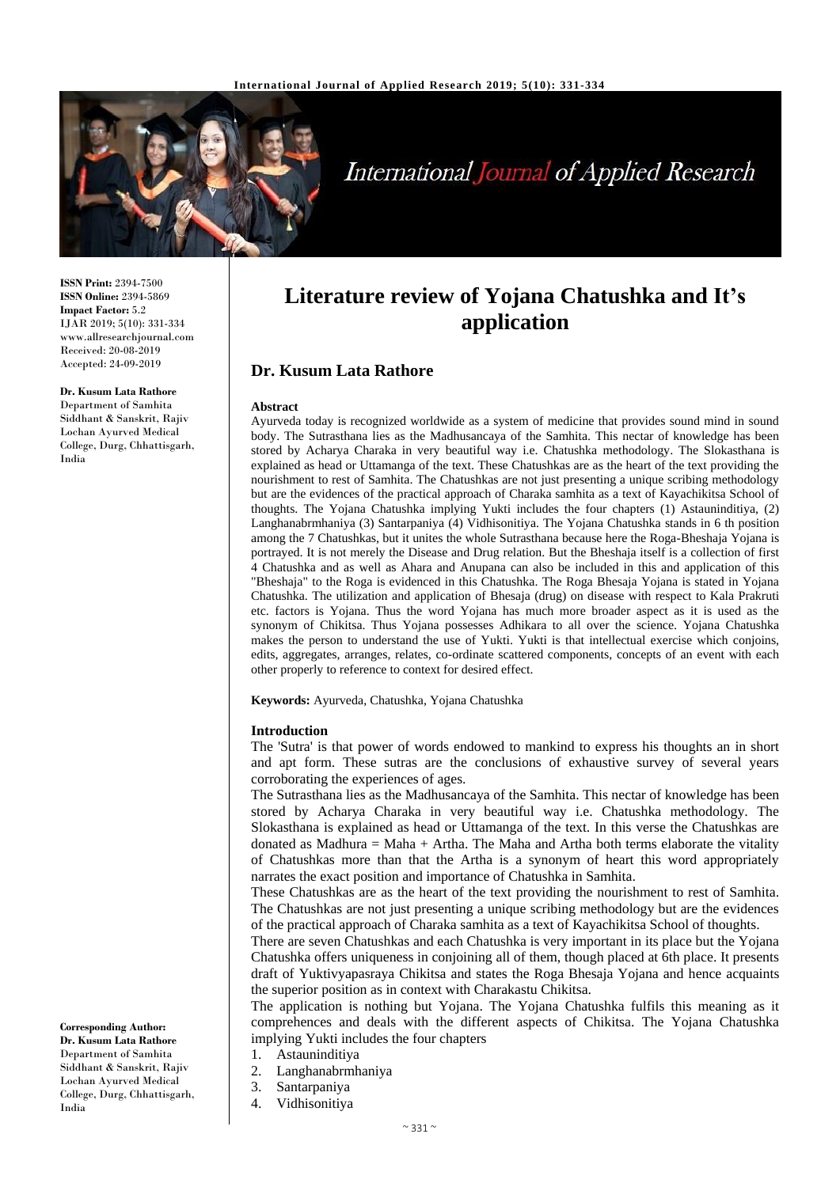# Literature review of Yojana Chatushka and It's application

## Dr. Kusum Lata Rathore

**ISSN Print:** 2394-7500
**ISSN Online:** 2394-5869
**Impact Factor:** 5.2
IJAR 2019; 5(10): 331-334
www.allresearchjournal.com
Received: 20-08-2019
Accepted: 24-09-2019

**Dr. Kusum Lata Rathore**
Department of Samhita Siddhant & Sanskrit, Rajiv Lochan Ayurved Medical College, Durg, Chhattisgarh, India

**Corresponding Author:**
**Dr. Kusum Lata Rathore**
Department of Samhita Siddhant & Sanskrit, Rajiv Lochan Ayurved Medical College, Durg, Chhattisgarh, India

### Abstract

Ayurveda today is recognized worldwide as a system of medicine that provides sound mind in sound body. The Sutrasthana lies as the Madhusancaya of the Samhita. This nectar of knowledge has been stored by Acharya Charaka in very beautiful way i.e. Chatushka methodology. The Slokasthana is explained as head or Uttamanga of the text. These Chatushkas are as the heart of the text providing the nourishment to rest of Samhita. The Chatushkas are not just presenting a unique scribing methodology but are the evidences of the practical approach of Charaka samhita as a text of Kayachikitsa School of thoughts. The Yojana Chatushka implying Yukti includes the four chapters (1) Astauninditiya, (2) Langhanabrmhaniya (3) Santarpaniya (4) Vidhisonitiya. The Yojana Chatushka stands in 6 th position among the 7 Chatushkas, but it unites the whole Sutrasthana because here the Roga-Bheshaja Yojana is portrayed. It is not merely the Disease and Drug relation. But the Bheshaja itself is a collection of first 4 Chatushka and as well as Ahara and Anupana can also be included in this and application of this "Bheshaja" to the Roga is evidenced in this Chatushka. The Roga Bhesaja Yojana is stated in Yojana Chatushka. The utilization and application of Bhesaja (drug) on disease with respect to Kala Prakruti etc. factors is Yojana. Thus the word Yojana has much more broader aspect as it is used as the synonym of Chikitsa. Thus Yojana possesses Adhikara to all over the science. Yojana Chatushka makes the person to understand the use of Yukti. Yukti is that intellectual exercise which conjoins, edits, aggregates, arranges, relates, co-ordinate scattered components, concepts of an event with each other properly to reference to context for desired effect.

**Keywords:** Ayurveda, Chatushka, Yojana Chatushka

### Introduction

The 'Sutra' is that power of words endowed to mankind to express his thoughts an in short and apt form. These sutras are the conclusions of exhaustive survey of several years corroborating the experiences of ages.

The Sutrasthana lies as the Madhusancaya of the Samhita. This nectar of knowledge has been stored by Acharya Charaka in very beautiful way i.e. Chatushka methodology. The Slokasthana is explained as head or Uttamanga of the text. In this verse the Chatushkas are donated as Madhura = Maha + Artha. The Maha and Artha both terms elaborate the vitality of Chatushkas more than that the Artha is a synonym of heart this word appropriately narrates the exact position and importance of Chatushka in Samhita.

These Chatushkas are as the heart of the text providing the nourishment to rest of Samhita. The Chatushkas are not just presenting a unique scribing methodology but are the evidences of the practical approach of Charaka samhita as a text of Kayachikitsa School of thoughts.

There are seven Chatushkas and each Chatushka is very important in its place but the Yojana Chatushka offers uniqueness in conjoining all of them, though placed at 6th place. It presents draft of Yuktivyapasraya Chikitsa and states the Roga Bhesaja Yojana and hence acquaints the superior position as in context with Charakastu Chikitsa.

The application is nothing but Yojana. The Yojana Chatushka fulfils this meaning as it comprehences and deals with the different aspects of Chikitsa. The Yojana Chatushka implying Yukti includes the four chapters

1. Astauninditiya
2. Langhanabrmhaniya
3. Santarpaniya
4. Vidhisonitiya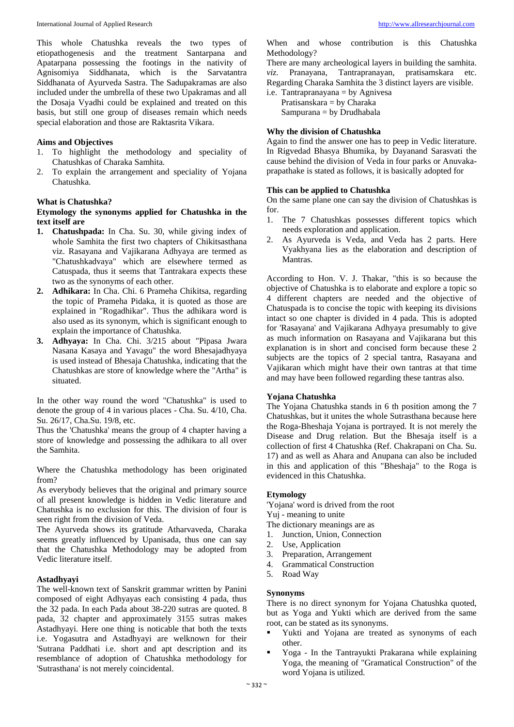This whole Chatushka reveals the two types of etiopathogenesis and the treatment Santarpana and Apatarpana possessing the footings in the nativity of Agnisomiya Siddhanata, which is the Sarvatantra Siddhanata of Ayurveda Sastra. The Sadupakramas are also included under the umbrella of these two Upakramas and all the Dosaja Vyadhi could be explained and treated on this basis, but still one group of diseases remain which needs special elaboration and those are Raktasrita Vikara.

**Aims and Objectives**

1. To highlight the methodology and speciality of Chatushkas of Charaka Samhita.
2. To explain the arrangement and speciality of Yojana Chatushka.

**What is Chatushka?**

**Etymology the synonyms applied for Chatushka in the text itself are**

1. **Chatushpada:** In Cha. Su. 30, while giving index of whole Samhita the first two chapters of Chikitsasthana viz. Rasayana and Vajikarana Adhyaya are termed as "Chatushkadvaya" which are elsewhere termed as Catuspada, thus it seems that Tantrakara expects these two as the synonyms of each other.
2. **Adhikara:** In Cha. Chi. 6 Prameha Chikitsa, regarding the topic of Prameha Pidaka, it is quoted as those are explained in "Rogadhikar". Thus the adhikara word is also used as its synonym, which is significant enough to explain the importance of Chatushka.
3. **Adhyaya:** In Cha. Chi. 3/215 about "Pipasa Jwara Nasana Kasaya and Yavagu" the word Bhesajadhyaya is used instead of Bhesaja Chatushka, indicating that the Chatushkas are store of knowledge where the "Artha" is situated.

In the other way round the word "Chatushka" is used to denote the group of 4 in various places - Cha. Su. 4/10, Cha. Su. 26/17, Cha.Su. 19/8, etc.

Thus the 'Chatushka' means the group of 4 chapter having a store of knowledge and possessing the adhikara to all over the Samhita.

Where the Chatushka methodology has been originated from?

As everybody believes that the original and primary source of all present knowledge is hidden in Vedic literature and Chatushka is no exclusion for this. The division of four is seen right from the division of Veda.

The Ayurveda shows its gratitude Atharvaveda, Charaka seems greatly influenced by Upanisada, thus one can say that the Chatushka Methodology may be adopted from Vedic literature itself.

**Astadhyayi**

The well-known text of Sanskrit grammar written by Panini composed of eight Adhyayas each consisting 4 pada, thus the 32 pada. In each Pada about 38-220 sutras are quoted. 8 pada, 32 chapter and approximately 3155 sutras makes Astadhyayi. Here one thing is noticable that both the texts i.e. Yogasutra and Astadhyayi are welknown for their 'Sutrana Paddhati i.e. short and apt description and its resemblance of adoption of Chatushka methodology for 'Sutrasthana' is not merely coincidental.

When and whose contribution is this Chatushka Methodology?

There are many archeological layers in building the samhita. *viz.* Pranayana, Tantrapranayan, pratisamskara etc. Regarding Charaka Samhita the 3 distinct layers are visible.

i.e. Tantrapranayana = by Agnivesa
Pratisanskara = by Charaka
Sampurana = by Drudhabala

**Why the division of Chatushka**

Again to find the answer one has to peep in Vedic literature. In Rigvedad Bhasya Bhumika, by Dayanand Sarasvati the cause behind the division of Veda in four parks or Anuvaka-prapathake is stated as follows, it is basically adopted for

**This can be applied to Chatushka**

On the same plane one can say the division of Chatushkas is for.

1. The 7 Chatushkas possesses different topics which needs exploration and application.
2. As Ayurveda is Veda, and Veda has 2 parts. Here Vyakhyana lies as the elaboration and description of Mantras.

According to Hon. V. J. Thakar, "this is so because the objective of Chatushka is to elaborate and explore a topic so 4 different chapters are needed and the objective of Chatuspada is to concise the topic with keeping its divisions intact so one chapter is divided in 4 pada. This is adopted for 'Rasayana' and Vajikarana Adhyaya presumably to give as much information on Rasayana and Vajikarana but this explanation is in short and concised form because these 2 subjects are the topics of 2 special tantra, Rasayana and Vajikaran which might have their own tantras at that time and may have been followed regarding these tantras also.

**Yojana Chatushka**

The Yojana Chatushka stands in 6 th position among the 7 Chatushkas, but it unites the whole Sutrasthana because here the Roga-Bheshaja Yojana is portrayed. It is not merely the Disease and Drug relation. But the Bhesaja itself is a collection of first 4 Chatushka (Ref. Chakrapani on Cha. Su. 17) and as well as Ahara and Anupana can also be included in this and application of this "Bheshaja" to the Roga is evidenced in this Chatushka.

**Etymology**

'Yojana' word is drived from the root
Yuj - meaning to unite
The dictionary meanings are as

1. Junction, Union, Connection
2. Use, Application
3. Preparation, Arrangement
4. Grammatical Construction
5. Road Way

**Synonyms**

There is no direct synonym for Yojana Chatushka quoted, but as Yoga and Yukti which are derived from the same root, can be stated as its synonyms.

- Yukti and Yojana are treated as synonyms of each other.
- Yoga - In the Tantrayukti Prakarana while explaining Yoga, the meaning of "Gramatical Construction" of the word Yojana is utilized.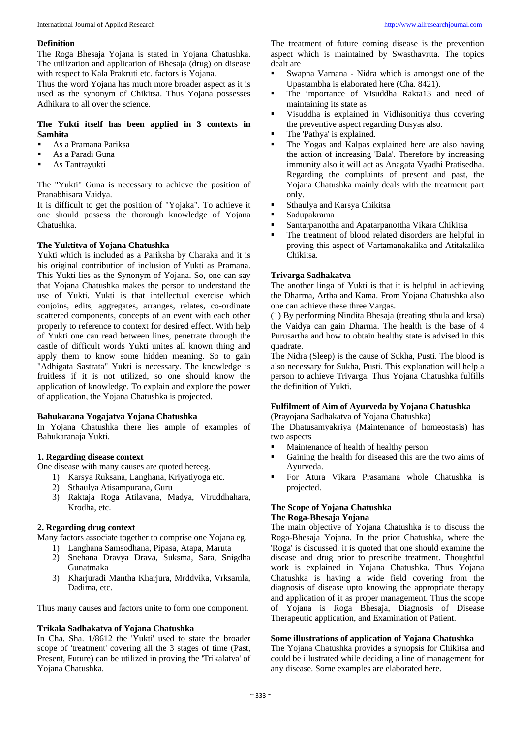### Definition

The Roga Bhesaja Yojana is stated in Yojana Chatushka. The utilization and application of Bhesaja (drug) on disease with respect to Kala Prakruti etc. factors is Yojana.

Thus the word Yojana has much more broader aspect as it is used as the synonym of Chikitsa. Thus Yojana possesses Adhikara to all over the science.

### The Yukti itself has been applied in 3 contexts in Samhita

- As a Pramana Pariksa
- As a Paradi Guna
- As Tantrayukti

The "Yukti" Guna is necessary to achieve the position of Pranabhisara Vaidya.

It is difficult to get the position of "Yojaka". To achieve it one should possess the thorough knowledge of Yojana Chatushka.

### The Yuktitva of Yojana Chatushka

Yukti which is included as a Pariksha by Charaka and it is his original contribution of inclusion of Yukti as Pramana. This Yukti lies as the Synonym of Yojana. So, one can say that Yojana Chatushka makes the person to understand the use of Yukti. Yukti is that intellectual exercise which conjoins, edits, aggregates, arranges, relates, co-ordinate scattered components, concepts of an event with each other properly to reference to context for desired effect. With help of Yukti one can read between lines, penetrate through the castle of difficult words Yukti unites all known thing and apply them to know some hidden meaning. So to gain "Adhigata Sastrata" Yukti is necessary. The knowledge is fruitless if it is not utilized, so one should know the application of knowledge. To explain and explore the power of application, the Yojana Chatushka is projected.

### Bahukarana Yogajatva Yojana Chatushka

In Yojana Chatushka there lies ample of examples of Bahukaranaja Yukti.

#### 1. Regarding disease context

One disease with many causes are quoted hereeg.

1) Karsya Ruksana, Langhana, Kriyatiyoga etc.
2) Sthaulya Atisampurana, Guru
3) Raktaja Roga Atilavana, Madya, Viruddhahara, Krodha, etc.

#### 2. Regarding drug context

Many factors associate together to comprise one Yojana eg.

1) Langhana Samsodhana, Pipasa, Atapa, Maruta
2) Snehana Dravya Drava, Suksma, Sara, Snigdha Gunatmaka
3) Kharjuradi Mantha Kharjura, Mrddvika, Vrksamla, Dadima, etc.

Thus many causes and factors unite to form one component.

### Trikala Sadhakatva of Yojana Chatushka

In Cha. Sha. 1/8612 the 'Yukti' used to state the broader scope of 'treatment' covering all the 3 stages of time (Past, Present, Future) can be utilized in proving the 'Trikalatva' of Yojana Chatushka.

The treatment of future coming disease is the prevention aspect which is maintained by Swasthavrtta. The topics dealt are

- Swapna Varnana - Nidra which is amongst one of the Upastambha is elaborated here (Cha. 8421).
- The importance of Visuddha Rakta13 and need of maintaining its state as
- Visuddha is explained in Vidhisonitiya thus covering the preventive aspect regarding Dusyas also.
- The 'Pathya' is explained.
- The Yogas and Kalpas explained here are also having the action of increasing 'Bala'. Therefore by increasing immunity also it will act as Anagata Vyadhi Pratisedha. Regarding the complaints of present and past, the Yojana Chatushka mainly deals with the treatment part only.
- Sthaulya and Karsya Chikitsa
- Sadupakrama
- Santarpanottha and Apatarpanottha Vikara Chikitsa
- The treatment of blood related disorders are helpful in proving this aspect of Vartamanakalika and Atitakalika Chikitsa.

### Trivarga Sadhakatva

The another linga of Yukti is that it is helpful in achieving the Dharma, Artha and Kama. From Yojana Chatushka also one can achieve these three Vargas.

(1) By performing Nindita Bhesaja (treating sthula and krsa) the Vaidya can gain Dharma. The health is the base of 4 Purusartha and how to obtain healthy state is advised in this quadrate.

The Nidra (Sleep) is the cause of Sukha, Pusti. The blood is also necessary for Sukha, Pusti. This explanation will help a person to achieve Trivarga. Thus Yojana Chatushka fulfills the definition of Yukti.

### Fulfilment of Aim of Ayurveda by Yojana Chatushka

(Prayojana Sadhakatva of Yojana Chatushka)

The Dhatusamyakriya (Maintenance of homeostasis) has two aspects

- Maintenance of health of healthy person
- Gaining the health for diseased this are the two aims of Ayurveda.
- For Atura Vikara Prasamana whole Chatushka is projected.

### The Scope of Yojana Chatushka

### The Roga-Bhesaja Yojana

The main objective of Yojana Chatushka is to discuss the Roga-Bhesaja Yojana. In the prior Chatushka, where the 'Roga' is discussed, it is quoted that one should examine the disease and drug prior to prescribe treatment. Thoughtful work is explained in Yojana Chatushka. Thus Yojana Chatushka is having a wide field covering from the diagnosis of disease upto knowing the appropriate therapy and application of it as proper management. Thus the scope of Yojana is Roga Bhesaja, Diagnosis of Disease Therapeutic application, and Examination of Patient.

### Some illustrations of application of Yojana Chatushka

The Yojana Chatushka provides a synopsis for Chikitsa and could be illustrated while deciding a line of management for any disease. Some examples are elaborated here.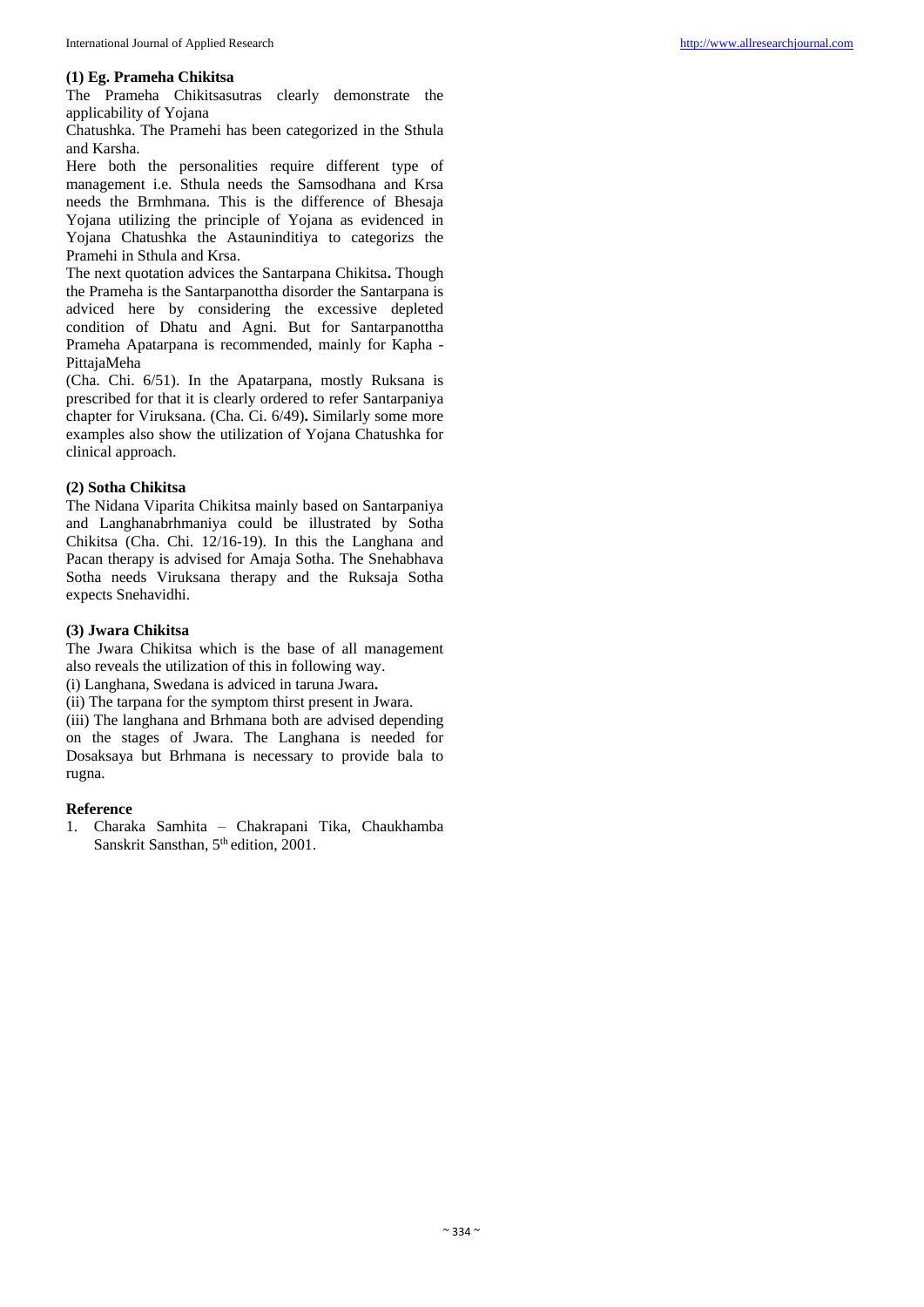**(1) Eg. Prameha Chikitsa**

The Prameha Chikitsasutras clearly demonstrate the applicability of Yojana

Chatushka. The Pramehi has been categorized in the Sthula and Karsha.

Here both the personalities require different type of management i.e. Sthula needs the Samsodhana and Krsa needs the Brmhmana. This is the difference of Bhesaja Yojana utilizing the principle of Yojana as evidenced in Yojana Chatushka the Astauninditiya to categorizs the Pramehi in Sthula and Krsa.

The next quotation advices the Santarpana Chikitsa**.** Though the Prameha is the Santarpanottha disorder the Santarpana is adviced here by considering the excessive depleted condition of Dhatu and Agni. But for Santarpanottha Prameha Apatarpana is recommended, mainly for Kapha - PittajaMeha

(Cha. Chi. 6/51). In the Apatarpana, mostly Ruksana is prescribed for that it is clearly ordered to refer Santarpaniya chapter for Viruksana. (Cha. Ci. 6/49)**.** Similarly some more examples also show the utilization of Yojana Chatushka for clinical approach.

**(2) Sotha Chikitsa**

The Nidana Viparita Chikitsa mainly based on Santarpaniya and Langhanabrhmaniya could be illustrated by Sotha Chikitsa (Cha. Chi. 12/16-19). In this the Langhana and Pacan therapy is advised for Amaja Sotha. The Snehabhava Sotha needs Viruksana therapy and the Ruksaja Sotha expects Snehavidhi.

**(3) Jwara Chikitsa**

The Jwara Chikitsa which is the base of all management also reveals the utilization of this in following way.

(i) Langhana, Swedana is adviced in taruna Jwara**.**

(ii) The tarpana for the symptom thirst present in Jwara.

(iii) The langhana and Brhmana both are advised depending on the stages of Jwara. The Langhana is needed for Dosaksaya but Brhmana is necessary to provide bala to rugna.

**Reference**

1. Charaka Samhita – Chakrapani Tika, Chaukhamba Sanskrit Sansthan, 5th edition, 2001.